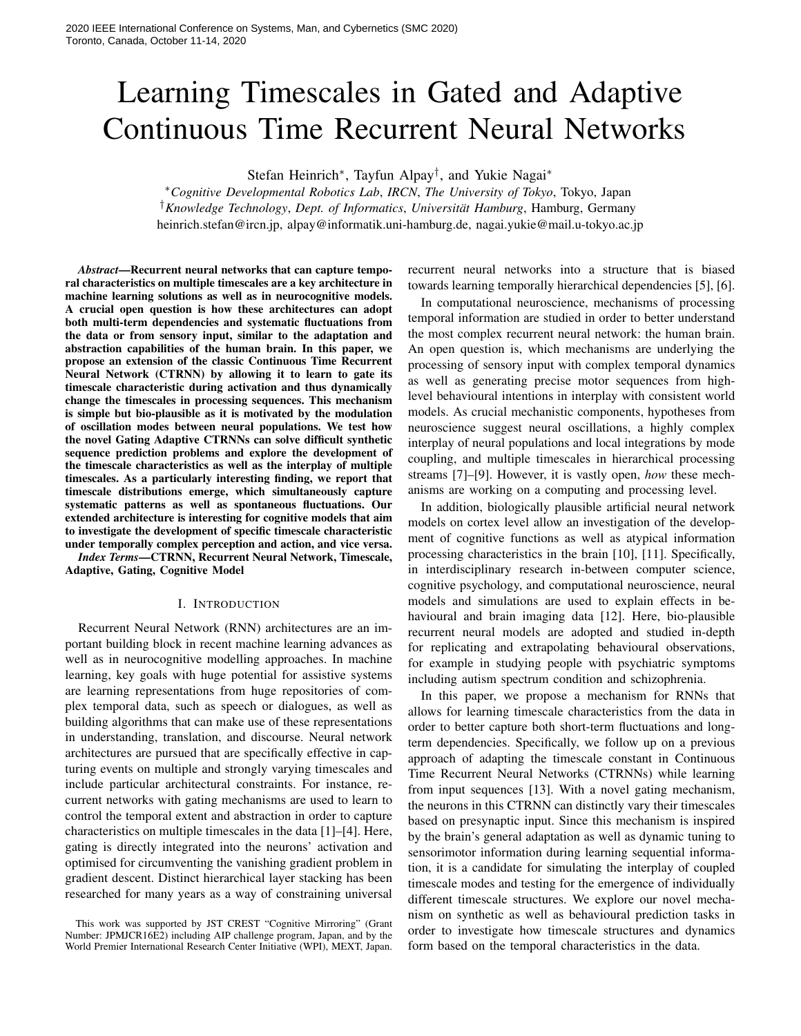# Learning Timescales in Gated and Adaptive Continuous Time Recurrent Neural Networks

Stefan Heinrich*, Tayfun Alpay†, and Yukie Nagai*

*Cognitive Developmental Robotics Lab, IRCN, The University of Tokyo, Tokyo, Japan
†Knowledge Technology, Dept. of Informatics, Universität Hamburg, Hamburg, Germany
heinrich.stefan@ircn.jp, alpay@informatik.uni-hamburg.de, nagai.yukie@mail.u-tokyo.ac.jp

***Abstract*—Recurrent neural networks that can capture temporal characteristics on multiple timescales are a key architecture in machine learning solutions as well as in neurocognitive models. A crucial open question is how these architectures can adopt both multi-term dependencies and systematic fluctuations from the data or from sensory input, similar to the adaptation and abstraction capabilities of the human brain. In this paper, we propose an extension of the classic Continuous Time Recurrent Neural Network (CTRNN) by allowing it to learn to gate its timescale characteristic during activation and thus dynamically change the timescales in processing sequences. This mechanism is simple but bio-plausible as it is motivated by the modulation of oscillation modes between neural populations. We test how the novel Gating Adaptive CTRNNs can solve difficult synthetic sequence prediction problems and explore the development of the timescale characteristics as well as the interplay of multiple timescales. As a particularly interesting finding, we report that timescale distributions emerge, which simultaneously capture systematic patterns as well as spontaneous fluctuations. Our extended architecture is interesting for cognitive models that aim to investigate the development of specific timescale characteristic under temporally complex perception and action, and vice versa.**

***Index Terms*—CTRNN, Recurrent Neural Network, Timescale, Adaptive, Gating, Cognitive Model**

## I. Introduction

Recurrent Neural Network (RNN) architectures are an important building block in recent machine learning advances as well as in neurocognitive modelling approaches. In machine learning, key goals with huge potential for assistive systems are learning representations from huge repositories of complex temporal data, such as speech or dialogues, as well as building algorithms that can make use of these representations in understanding, translation, and discourse. Neural network architectures are pursued that are specifically effective in capturing events on multiple and strongly varying timescales and include particular architectural constraints. For instance, recurrent networks with gating mechanisms are used to learn to control the temporal extent and abstraction in order to capture characteristics on multiple timescales in the data [1]–[4]. Here, gating is directly integrated into the neurons' activation and optimised for circumventing the vanishing gradient problem in gradient descent. Distinct hierarchical layer stacking has been researched for many years as a way of constraining universal recurrent neural networks into a structure that is biased towards learning temporally hierarchical dependencies [5], [6].

In computational neuroscience, mechanisms of processing temporal information are studied in order to better understand the most complex recurrent neural network: the human brain. An open question is, which mechanisms are underlying the processing of sensory input with complex temporal dynamics as well as generating precise motor sequences from high-level behavioural intentions in interplay with consistent world models. As crucial mechanistic components, hypotheses from neuroscience suggest neural oscillations, a highly complex interplay of neural populations and local integrations by mode coupling, and multiple timescales in hierarchical processing streams [7]–[9]. However, it is vastly open, *how* these mechanisms are working on a computing and processing level.

In addition, biologically plausible artificial neural network models on cortex level allow an investigation of the development of cognitive functions as well as atypical information processing characteristics in the brain [10], [11]. Specifically, in interdisciplinary research in-between computer science, cognitive psychology, and computational neuroscience, neural models and simulations are used to explain effects in behavioural and brain imaging data [12]. Here, bio-plausible recurrent neural models are adopted and studied in-depth for replicating and extrapolating behavioural observations, for example in studying people with psychiatric symptoms including autism spectrum condition and schizophrenia.

In this paper, we propose a mechanism for RNNs that allows for learning timescale characteristics from the data in order to better capture both short-term fluctuations and long-term dependencies. Specifically, we follow up on a previous approach of adapting the timescale constant in Continuous Time Recurrent Neural Networks (CTRNNs) while learning from input sequences [13]. With a novel gating mechanism, the neurons in this CTRNN can distinctly vary their timescales based on presynaptic input. Since this mechanism is inspired by the brain's general adaptation as well as dynamic tuning to sensorimotor information during learning sequential information, it is a candidate for simulating the interplay of coupled timescale modes and testing for the emergence of individually different timescale structures. We explore our novel mechanism on synthetic as well as behavioural prediction tasks in order to investigate how timescale structures and dynamics form based on the temporal characteristics in the data.

This work was supported by JST CREST "Cognitive Mirroring" (Grant Number: JPMJCR16E2) including AIP challenge program, Japan, and by the World Premier International Research Center Initiative (WPI), MEXT, Japan.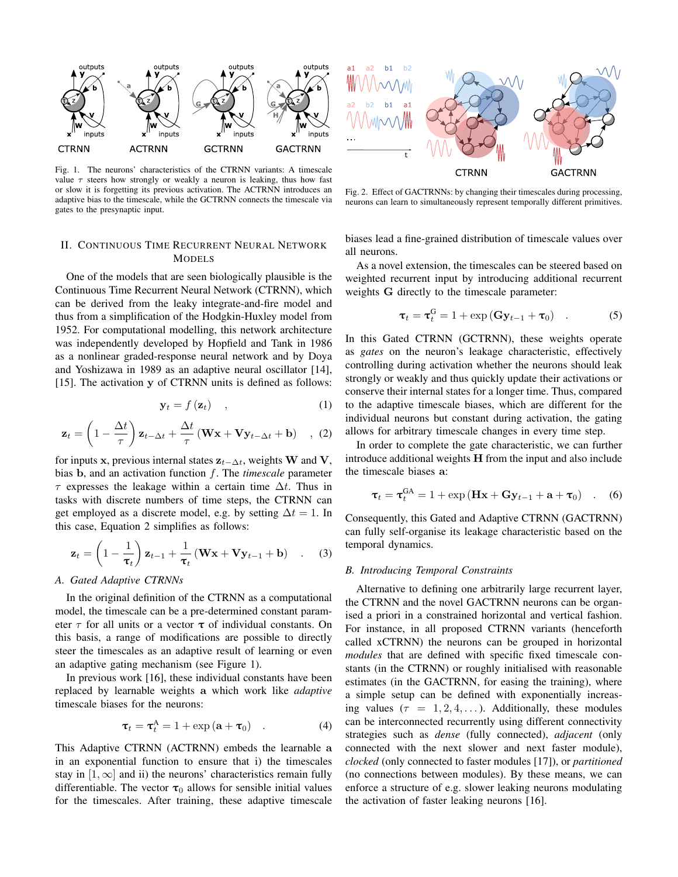Fig. 1. The neurons' characteristics of the CTRNN variants: A timescale value $\tau$ steers how strongly or weakly a neuron is leaking, thus how fast or slow it is forgetting its previous activation. The ACTRNN introduces an adaptive bias to the timescale, while the GCTRNN connects the timescale via gates to the presynaptic input.

Fig. 2. Effect of GACTRNNs: by changing their timescales during processing, neurons can learn to simultaneously represent temporally different primitives.

## II. Continuous Time Recurrent Neural Network Models

One of the models that are seen biologically plausible is the Continuous Time Recurrent Neural Network (CTRNN), which can be derived from the leaky integrate-and-fire model and thus from a simplification of the Hodgkin-Huxley model from 1952. For computational modelling, this network architecture was independently developed by Hopfield and Tank in 1986 as a nonlinear graded-response neural network and by Doya and Yoshizawa in 1989 as an adaptive neural oscillator [14], [15]. The activation $\mathbf{y}$ of CTRNN units is defined as follows:

$$\mathbf{y}_t = f(\mathbf{z}_t) \quad , \tag{1}$$

$$\mathbf{z}_t = \left(1 - \frac{\Delta t}{\tau}\right)\mathbf{z}_{t-\Delta t} + \frac{\Delta t}{\tau}\left(\mathbf{W}\mathbf{x} + \mathbf{V}\mathbf{y}_{t-\Delta t} + \mathbf{b}\right) \quad , \tag{2}$$

for inputs $\mathbf{x}$, previous internal states $\mathbf{z}_{t-\Delta t}$, weights $\mathbf{W}$ and $\mathbf{V}$, bias $\mathbf{b}$, and an activation function $f$. The *timescale* parameter $\tau$ expresses the leakage within a certain time $\Delta t$. Thus in tasks with discrete numbers of time steps, the CTRNN can get employed as a discrete model, e.g. by setting $\Delta t = 1$. In this case, Equation 2 simplifies as follows:

$$\mathbf{z}_t = \left(1 - \frac{1}{\boldsymbol{\tau}_t}\right)\mathbf{z}_{t-1} + \frac{1}{\boldsymbol{\tau}_t}\left(\mathbf{W}\mathbf{x} + \mathbf{V}\mathbf{y}_{t-1} + \mathbf{b}\right) \quad . \tag{3}$$

### A. Gated Adaptive CTRNNs

In the original definition of the CTRNN as a computational model, the timescale can be a pre-determined constant parameter $\tau$ for all units or a vector $\boldsymbol{\tau}$ of individual constants. On this basis, a range of modifications are possible to directly steer the timescales as an adaptive result of learning or even an adaptive gating mechanism (see Figure 1).

In previous work [16], these individual constants have been replaced by learnable weights $\mathbf{a}$ which work like *adaptive* timescale biases for the neurons:

$$\boldsymbol{\tau}_t = \boldsymbol{\tau}_t^{\mathrm{A}} = 1 + \exp\left(\mathbf{a} + \boldsymbol{\tau}_0\right) \quad . \tag{4}$$

This Adaptive CTRNN (ACTRNN) embeds the learnable $\mathbf{a}$ in an exponential function to ensure that i) the timescales stay in $[1, \infty]$ and ii) the neurons' characteristics remain fully differentiable. The vector $\boldsymbol{\tau}_0$ allows for sensible initial values for the timescales. After training, these adaptive timescale biases lead a fine-grained distribution of timescale values over all neurons.

As a novel extension, the timescales can be steered based on weighted recurrent input by introducing additional recurrent weights $\mathbf{G}$ directly to the timescale parameter:

$$\boldsymbol{\tau}_t = \boldsymbol{\tau}_t^{\mathrm{G}} = 1 + \exp\left(\mathbf{G}\mathbf{y}_{t-1} + \boldsymbol{\tau}_0\right) \quad . \tag{5}$$

In this Gated CTRNN (GCTRNN), these weights operate as *gates* on the neuron's leakage characteristic, effectively controlling during activation whether the neurons should leak strongly or weakly and thus quickly update their activations or conserve their internal states for a longer time. Thus, compared to the adaptive timescale biases, which are different for the individual neurons but constant during activation, the gating allows for arbitrary timescale changes in every time step.

In order to complete the gate characteristic, we can further introduce additional weights $\mathbf{H}$ from the input and also include the timescale biases $\mathbf{a}$:

$$\boldsymbol{\tau}_t = \boldsymbol{\tau}_t^{\mathrm{GA}} = 1 + \exp\left(\mathbf{H}\mathbf{x} + \mathbf{G}\mathbf{y}_{t-1} + \mathbf{a} + \boldsymbol{\tau}_0\right) \quad . \tag{6}$$

Consequently, this Gated and Adaptive CTRNN (GACTRNN) can fully self-organise its leakage characteristic based on the temporal dynamics.

### B. Introducing Temporal Constraints

Alternative to defining one arbitrarily large recurrent layer, the CTRNN and the novel GACTRNN neurons can be organised a priori in a constrained horizontal and vertical fashion. For instance, in all proposed CTRNN variants (henceforth called xCTRNN) the neurons can be grouped in horizontal *modules* that are defined with specific fixed timescale constants (in the CTRNN) or roughly initialised with reasonable estimates (in the GACTRNN, for easing the training), where a simple setup can be defined with exponentially increasing values ($\tau = 1, 2, 4, \ldots$). Additionally, these modules can be interconnected recurrently using different connectivity strategies such as *dense* (fully connected), *adjacent* (only connected with the next slower and next faster module), *clocked* (only connected to faster modules [17]), or *partitioned* (no connections between modules). By these means, we can enforce a structure of e.g. slower leaking neurons modulating the activation of faster leaking neurons [16].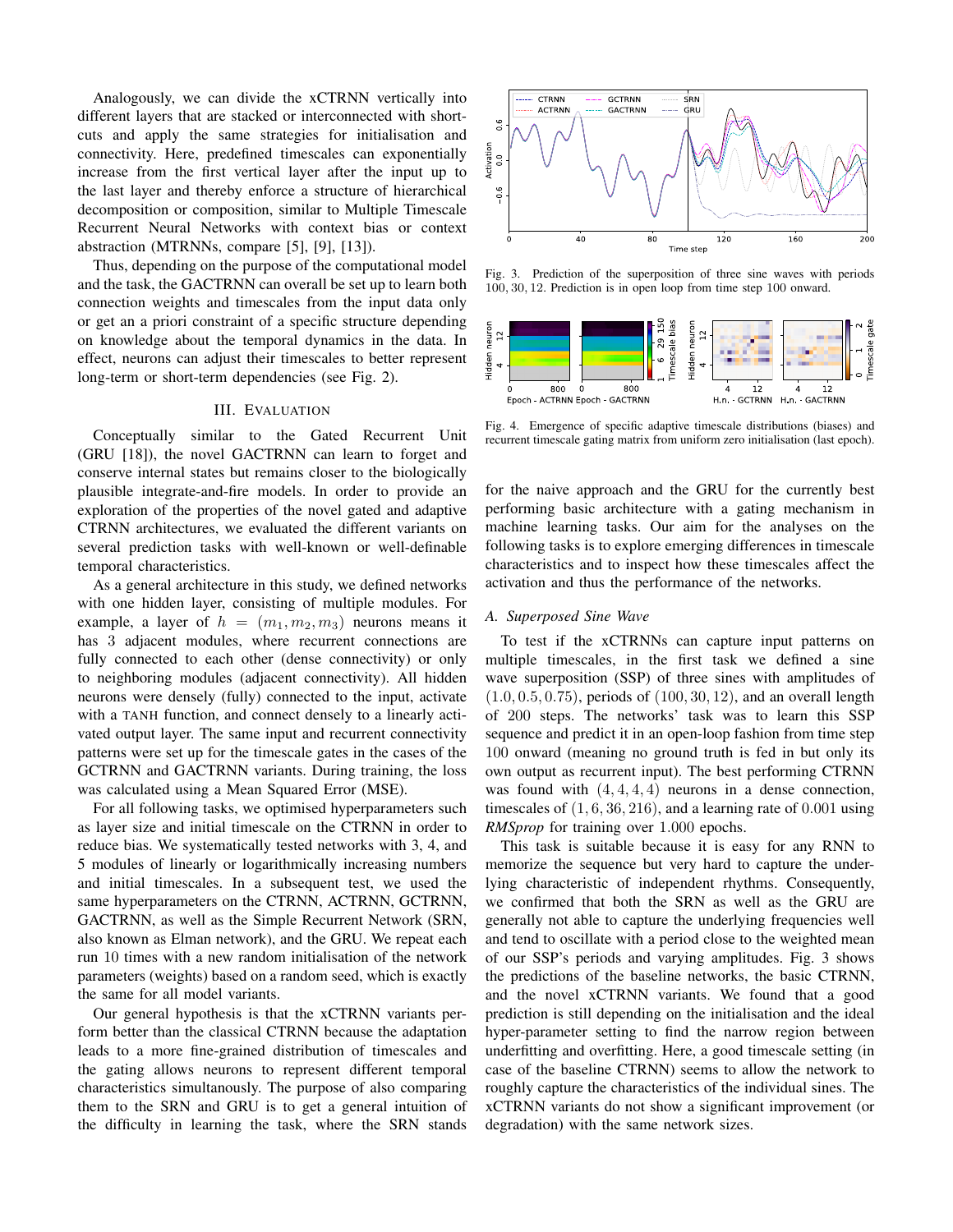Analogously, we can divide the xCTRNN vertically into different layers that are stacked or interconnected with shortcuts and apply the same strategies for initialisation and connectivity. Here, predefined timescales can exponentially increase from the first vertical layer after the input up to the last layer and thereby enforce a structure of hierarchical decomposition or composition, similar to Multiple Timescale Recurrent Neural Networks with context bias or context abstraction (MTRNNs, compare [5], [9], [13]).

Thus, depending on the purpose of the computational model and the task, the GACTRNN can overall be set up to learn both connection weights and timescales from the input data only or get an a priori constraint of a specific structure depending on knowledge about the temporal dynamics in the data. In effect, neurons can adjust their timescales to better represent long-term or short-term dependencies (see Fig. 2).

## III. Evaluation

Conceptually similar to the Gated Recurrent Unit (GRU [18]), the novel GACTRNN can learn to forget and conserve internal states but remains closer to the biologically plausible integrate-and-fire models. In order to provide an exploration of the properties of the novel gated and adaptive CTRNN architectures, we evaluated the different variants on several prediction tasks with well-known or well-definable temporal characteristics.

As a general architecture in this study, we defined networks with one hidden layer, consisting of multiple modules. For example, a layer of $h = (m_1, m_2, m_3)$ neurons means it has 3 adjacent modules, where recurrent connections are fully connected to each other (dense connectivity) or only to neighboring modules (adjacent connectivity). All hidden neurons were densely (fully) connected to the input, activate with a TANH function, and connect densely to a linearly activated output layer. The same input and recurrent connectivity patterns were set up for the timescale gates in the cases of the GCTRNN and GACTRNN variants. During training, the loss was calculated using a Mean Squared Error (MSE).

For all following tasks, we optimised hyperparameters such as layer size and initial timescale on the CTRNN in order to reduce bias. We systematically tested networks with 3, 4, and 5 modules of linearly or logarithmically increasing numbers and initial timescales. In a subsequent test, we used the same hyperparameters on the CTRNN, ACTRNN, GCTRNN, GACTRNN, as well as the Simple Recurrent Network (SRN, also known as Elman network), and the GRU. We repeat each run 10 times with a new random initialisation of the network parameters (weights) based on a random seed, which is exactly the same for all model variants.

Our general hypothesis is that the xCTRNN variants perform better than the classical CTRNN because the adaptation leads to a more fine-grained distribution of timescales and the gating allows neurons to represent different temporal characteristics simultaneously. The purpose of also comparing them to the SRN and GRU is to get a general intuition of the difficulty in learning the task, where the SRN stands for the naive approach and the GRU for the currently best performing basic architecture with a gating mechanism in machine learning tasks. Our aim for the analyses on the following tasks is to explore emerging differences in timescale characteristics and to inspect how these timescales affect the activation and thus the performance of the networks.

Fig. 3. Prediction of the superposition of three sine waves with periods $100, 30, 12$. Prediction is in open loop from time step 100 onward.

Fig. 4. Emergence of specific adaptive timescale distributions (biases) and recurrent timescale gating matrix from uniform zero initialisation (last epoch).

### A. Superposed Sine Wave

To test if the xCTRNNs can capture input patterns on multiple timescales, in the first task we defined a sine wave superposition (SSP) of three sines with amplitudes of $(1.0, 0.5, 0.75)$, periods of $(100, 30, 12)$, and an overall length of 200 steps. The networks' task was to learn this SSP sequence and predict it in an open-loop fashion from time step 100 onward (meaning no ground truth is fed in but only its own output as recurrent input). The best performing CTRNN was found with $(4, 4, 4, 4)$ neurons in a dense connection, timescales of $(1, 6, 36, 216)$, and a learning rate of $0.001$ using *RMSprop* for training over $1.000$ epochs.

This task is suitable because it is easy for any RNN to memorize the sequence but very hard to capture the underlying characteristic of independent rhythms. Consequently, we confirmed that both the SRN as well as the GRU are generally not able to capture the underlying frequencies well and tend to oscillate with a period close to the weighted mean of our SSP's periods and varying amplitudes. Fig. 3 shows the predictions of the baseline networks, the basic CTRNN, and the novel xCTRNN variants. We found that a good prediction is still depending on the initialisation and the ideal hyper-parameter setting to find the narrow region between underfitting and overfitting. Here, a good timescale setting (in case of the baseline CTRNN) seems to allow the network to roughly capture the characteristics of the individual sines. The xCTRNN variants do not show a significant improvement (or degradation) with the same network sizes.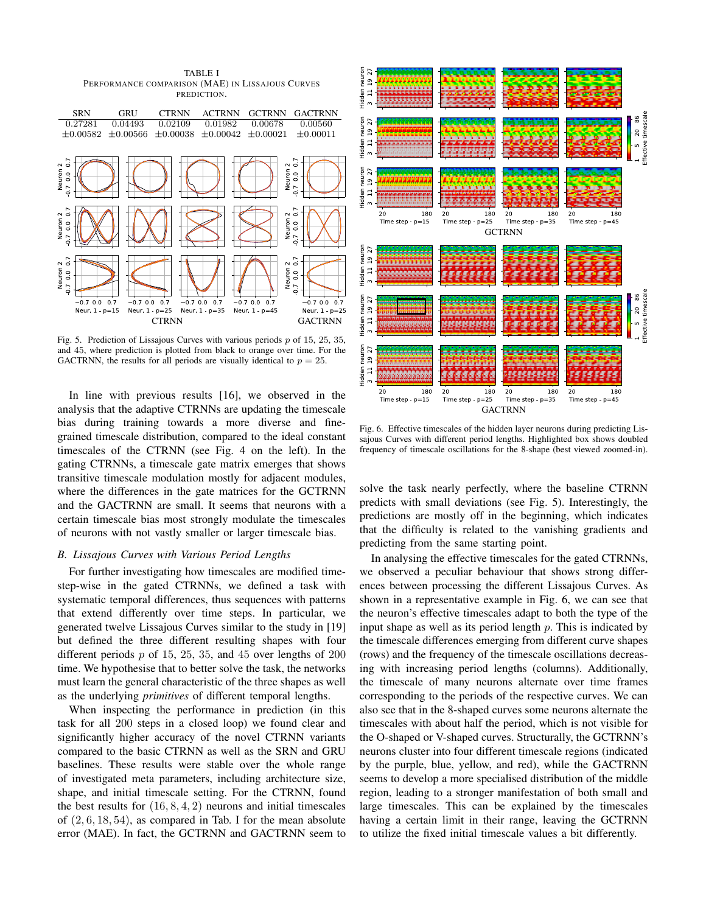TABLE I
PERFORMANCE COMPARISON (MAE) IN LISSAJOUS CURVES PREDICTION.

| SRN | GRU | CTRNN | ACTRNN | GCTRNN | GACTRNN |
|---|---|---|---|---|---|
| 0.27281 | 0.04493 | 0.02109 | 0.01982 | 0.00678 | 0.00560 |
| ±0.00582 | ±0.00566 | ±0.00038 | ±0.00042 | ±0.00021 | ±0.00011 |

Fig. 5. Prediction of Lissajous Curves with various periods $p$ of 15, 25, 35, and 45, where prediction is plotted from black to orange over time. For the GACTRNN, the results for all periods are visually identical to $p = 25$.

In line with previous results [16], we observed in the analysis that the adaptive CTRNNs are updating the timescale bias during training towards a more diverse and fine-grained timescale distribution, compared to the ideal constant timescales of the CTRNN (see Fig. 4 on the left). In the gating CTRNNs, a timescale gate matrix emerges that shows transitive timescale modulation mostly for adjacent modules, where the differences in the gate matrices for the GCTRNN and the GACTRNN are small. It seems that neurons with a certain timescale bias most strongly modulate the timescales of neurons with not vastly smaller or larger timescale bias.

### *B. Lissajous Curves with Various Period Lengths*

For further investigating how timescales are modified time-step-wise in the gated CTRNNs, we defined a task with systematic temporal differences, thus sequences with patterns that extend differently over time steps. In particular, we generated twelve Lissajous Curves similar to the study in [19] but defined the three different resulting shapes with four different periods $p$ of 15, 25, 35, and 45 over lengths of 200 time. We hypothesise that to better solve the task, the networks must learn the general characteristic of the three shapes as well as the underlying *primitives* of different temporal lengths.

When inspecting the performance in prediction (in this task for all 200 steps in a closed loop) we found clear and significantly higher accuracy of the novel CTRNN variants compared to the basic CTRNN as well as the SRN and GRU baselines. These results were stable over the whole range of investigated meta parameters, including architecture size, shape, and initial timescale setting. For the CTRNN, found the best results for $(16, 8, 4, 2)$ neurons and initial timescales of $(2, 6, 18, 54)$, as compared in Tab. I for the mean absolute error (MAE). In fact, the GCTRNN and GACTRNN seem to solve the task nearly perfectly, where the baseline CTRNN predicts with small deviations (see Fig. 5). Interestingly, the predictions are mostly off in the beginning, which indicates that the difficulty is related to the vanishing gradients and predicting from the same starting point.

In analysing the effective timescales for the gated CTRNNs, we observed a peculiar behaviour that shows strong differences between processing the different Lissajous Curves. As shown in a representative example in Fig. 6, we can see that the neuron's effective timescales adapt to both the type of the input shape as well as its period length $p$. This is indicated by the timescale differences emerging from different curve shapes (rows) and the frequency of the timescale oscillations decreasing with increasing period lengths (columns). Additionally, the timescale of many neurons alternate over time frames corresponding to the periods of the respective curves. We can also see that in the 8-shaped curves some neurons alternate the timescales with about half the period, which is not visible for the O-shaped or V-shaped curves. Structurally, the GCTRNN's neurons cluster into four different timescale regions (indicated by the purple, blue, yellow, and red), while the GACTRNN seems to develop a more specialised distribution of the middle region, leading to a stronger manifestation of both small and large timescales. This can be explained by the timescales having a certain limit in their range, leaving the GCTRNN to utilize the fixed initial timescale values a bit differently.

Fig. 6. Effective timescales of the hidden layer neurons during predicting Lissajous Curves with different period lengths. Highlighted box shows doubled frequency of timescale oscillations for the 8-shape (best viewed zoomed-in).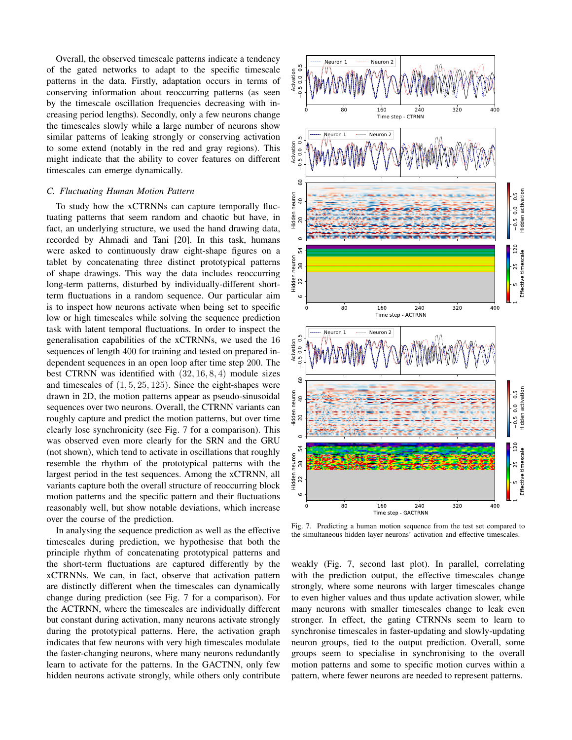Overall, the observed timescale patterns indicate a tendency of the gated networks to adapt to the specific timescale patterns in the data. Firstly, adaptation occurs in terms of conserving information about reoccurring patterns (as seen by the timescale oscillation frequencies decreasing with increasing period lengths). Secondly, only a few neurons change the timescales slowly while a large number of neurons show similar patterns of leaking strongly or conserving activation to some extend (notably in the red and gray regions). This might indicate that the ability to cover features on different timescales can emerge dynamically.

### C. Fluctuating Human Motion Pattern

To study how the xCTRNNs can capture temporally fluctuating patterns that seem random and chaotic but have, in fact, an underlying structure, we used the hand drawing data, recorded by Ahmadi and Tani [20]. In this task, humans were asked to continuously draw eight-shape figures on a tablet by concatenating three distinct prototypical patterns of shape drawings. This way the data includes reoccurring long-term patterns, disturbed by individually-different short-term fluctuations in a random sequence. Our particular aim is to inspect how neurons activate when being set to specific low or high timescales while solving the sequence prediction task with latent temporal fluctuations. In order to inspect the generalisation capabilities of the xCTRNNs, we used the $16$ sequences of length $400$ for training and tested on prepared independent sequences in an open loop after time step $200$. The best CTRNN was identified with $(32, 16, 8, 4)$ module sizes and timescales of $(1, 5, 25, 125)$. Since the eight-shapes were drawn in 2D, the motion patterns appear as pseudo-sinusoidal sequences over two neurons. Overall, the CTRNN variants can roughly capture and predict the motion patterns, but over time clearly lose synchronicity (see Fig. 7 for a comparison). This was observed even more clearly for the SRN and the GRU (not shown), which tend to activate in oscillations that roughly resemble the rhythm of the prototypical patterns with the largest period in the test sequences. Among the xCTRNN, all variants capture both the overall structure of reoccurring block motion patterns and the specific pattern and their fluctuations reasonably well, but show notable deviations, which increase over the course of the prediction.

In analysing the sequence prediction as well as the effective timescales during prediction, we hypothesise that both the principle rhythm of concatenating prototypical patterns and the short-term fluctuations are captured differently by the xCTRNNs. We can, in fact, observe that activation pattern are distinctly different when the timescales can dynamically change during prediction (see Fig. 7 for a comparison). For the ACTRNN, where the timescales are individually different but constant during activation, many neurons activate strongly during the prototypical patterns. Here, the activation graph indicates that few neurons with very high timescales modulate the faster-changing neurons, where many neurons redundantly learn to activate for the patterns. In the GACTNN, only few hidden neurons activate strongly, while others only contribute weakly (Fig. 7, second last plot). In parallel, correlating with the prediction output, the effective timescales change strongly, where some neurons with larger timescales change to even higher values and thus update activation slower, while many neurons with smaller timescales change to leak even stronger. In effect, the gating CTRNNs seem to learn to synchronise timescales in faster-updating and slowly-updating neuron groups, tied to the output prediction. Overall, some groups seem to specialise in synchronising to the overall motion patterns and some to specific motion curves within a pattern, where fewer neurons are needed to represent patterns.

Fig. 7. Predicting a human motion sequence from the test set compared to the simultaneous hidden layer neurons' activation and effective timescales.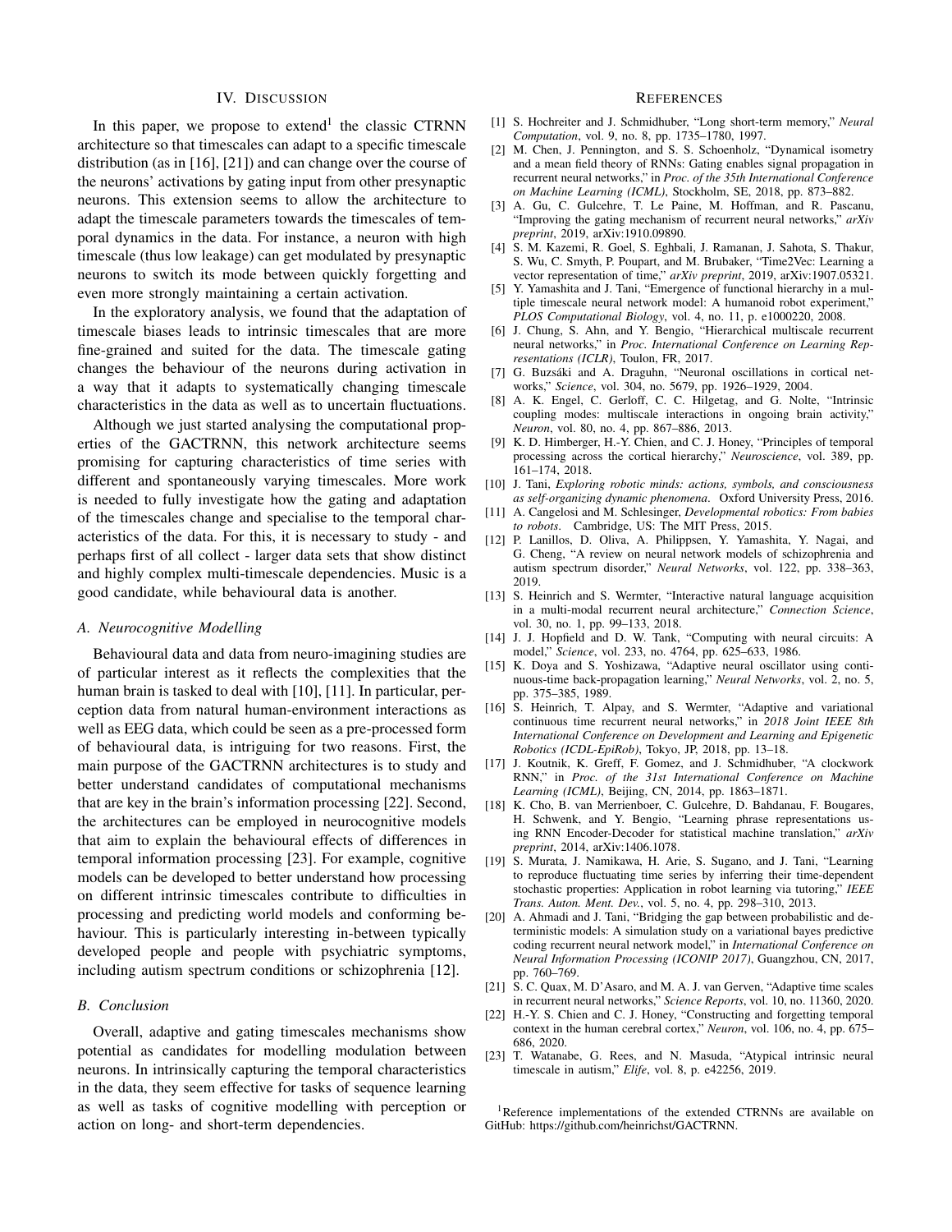## IV. Discussion

In this paper, we propose to extend[1] the classic CTRNN architecture so that timescales can adapt to a specific timescale distribution (as in [16], [21]) and can change over the course of the neurons' activations by gating input from other presynaptic neurons. This extension seems to allow the architecture to adapt the timescale parameters towards the timescales of temporal dynamics in the data. For instance, a neuron with high timescale (thus low leakage) can get modulated by presynaptic neurons to switch its mode between quickly forgetting and even more strongly maintaining a certain activation.

In the exploratory analysis, we found that the adaptation of timescale biases leads to intrinsic timescales that are more fine-grained and suited for the data. The timescale gating changes the behaviour of the neurons during activation in a way that it adapts to systematically changing timescale characteristics in the data as well as to uncertain fluctuations.

Although we just started analysing the computational properties of the GACTRNN, this network architecture seems promising for capturing characteristics of time series with different and spontaneously varying timescales. More work is needed to fully investigate how the gating and adaptation of the timescales change and specialise to the temporal characteristics of the data. For this, it is necessary to study - and perhaps first of all collect - larger data sets that show distinct and highly complex multi-timescale dependencies. Music is a good candidate, while behavioural data is another.

### A. Neurocognitive Modelling

Behavioural data and data from neuro-imagining studies are of particular interest as it reflects the complexities that the human brain is tasked to deal with [10], [11]. In particular, perception data from natural human-environment interactions as well as EEG data, which could be seen as a pre-processed form of behavioural data, is intriguing for two reasons. First, the main purpose of the GACTRNN architectures is to study and better understand candidates of computational mechanisms that are key in the brain's information processing [22]. Second, the architectures can be employed in neurocognitive models that aim to explain the behavioural effects of differences in temporal information processing [23]. For example, cognitive models can be developed to better understand how processing on different intrinsic timescales contribute to difficulties in processing and predicting world models and conforming behaviour. This is particularly interesting in-between typically developed people and people with psychiatric symptoms, including autism spectrum conditions or schizophrenia [12].

### B. Conclusion

Overall, adaptive and gating timescales mechanisms show potential as candidates for modelling modulation between neurons. In intrinsically capturing the temporal characteristics in the data, they seem effective for tasks of sequence learning as well as tasks of cognitive modelling with perception or action on long- and short-term dependencies.

## References

[1] S. Hochreiter and J. Schmidhuber, "Long short-term memory," *Neural Computation*, vol. 9, no. 8, pp. 1735–1780, 1997.

[2] M. Chen, J. Pennington, and S. S. Schoenholz, "Dynamical isometry and a mean field theory of RNNs: Gating enables signal propagation in recurrent neural networks," in *Proc. of the 35th International Conference on Machine Learning (ICML)*, Stockholm, SE, 2018, pp. 873–882.

[3] A. Gu, C. Gulcehre, T. Le Paine, M. Hoffman, and R. Pascanu, "Improving the gating mechanism of recurrent neural networks," *arXiv preprint*, 2019, arXiv:1910.09890.

[4] S. M. Kazemi, R. Goel, S. Eghbali, J. Ramanan, J. Sahota, S. Thakur, S. Wu, C. Smyth, P. Poupart, and M. Brubaker, "Time2Vec: Learning a vector representation of time," *arXiv preprint*, 2019, arXiv:1907.05321.

[5] Y. Yamashita and J. Tani, "Emergence of functional hierarchy in a multiple timescale neural network model: A humanoid robot experiment," *PLOS Computational Biology*, vol. 4, no. 11, p. e1000220, 2008.

[6] J. Chung, S. Ahn, and Y. Bengio, "Hierarchical multiscale recurrent neural networks," in *Proc. International Conference on Learning Representations (ICLR)*, Toulon, FR, 2017.

[7] G. Buzsáki and A. Draguhn, "Neuronal oscillations in cortical networks," *Science*, vol. 304, no. 5679, pp. 1926–1929, 2004.

[8] A. K. Engel, C. Gerloff, C. C. Hilgetag, and G. Nolte, "Intrinsic coupling modes: multiscale interactions in ongoing brain activity," *Neuron*, vol. 80, no. 4, pp. 867–886, 2013.

[9] K. D. Himberger, H.-Y. Chien, and C. J. Honey, "Principles of temporal processing across the cortical hierarchy," *Neuroscience*, vol. 389, pp. 161–174, 2018.

[10] J. Tani, *Exploring robotic minds: actions, symbols, and consciousness as self-organizing dynamic phenomena*. Oxford University Press, 2016.

[11] A. Cangelosi and M. Schlesinger, *Developmental robotics: From babies to robots*. Cambridge, US: The MIT Press, 2015.

[12] P. Lanillos, D. Oliva, A. Philippsen, Y. Yamashita, Y. Nagai, and G. Cheng, "A review on neural network models of schizophrenia and autism spectrum disorder," *Neural Networks*, vol. 122, pp. 338–363, 2019.

[13] S. Heinrich and S. Wermter, "Interactive natural language acquisition in a multi-modal recurrent neural architecture," *Connection Science*, vol. 30, no. 1, pp. 99–133, 2018.

[14] J. J. Hopfield and D. W. Tank, "Computing with neural circuits: A model," *Science*, vol. 233, no. 4764, pp. 625–633, 1986.

[15] K. Doya and S. Yoshizawa, "Adaptive neural oscillator using continuous-time back-propagation learning," *Neural Networks*, vol. 2, no. 5, pp. 375–385, 1989.

[16] S. Heinrich, T. Alpay, and S. Wermter, "Adaptive and variational continuous time recurrent neural networks," in *2018 Joint IEEE 8th International Conference on Development and Learning and Epigenetic Robotics (ICDL-EpiRob)*, Tokyo, JP, 2018, pp. 13–18.

[17] J. Koutnik, K. Greff, F. Gomez, and J. Schmidhuber, "A clockwork RNN," in *Proc. of the 31st International Conference on Machine Learning (ICML)*, Beijing, CN, 2014, pp. 1863–1871.

[18] K. Cho, B. van Merrienboer, C. Gulcehre, D. Bahdanau, F. Bougares, H. Schwenk, and Y. Bengio, "Learning phrase representations using RNN Encoder-Decoder for statistical machine translation," *arXiv preprint*, 2014, arXiv:1406.1078.

[19] S. Murata, J. Namikawa, H. Arie, S. Sugano, and J. Tani, "Learning to reproduce fluctuating time series by inferring their time-dependent stochastic properties: Application in robot learning via tutoring," *IEEE Trans. Auton. Ment. Dev.*, vol. 5, no. 4, pp. 298–310, 2013.

[20] A. Ahmadi and J. Tani, "Bridging the gap between probabilistic and deterministic models: A simulation study on a variational bayes predictive coding recurrent neural network model," in *International Conference on Neural Information Processing (ICONIP 2017)*, Guangzhou, CN, 2017, pp. 760–769.

[21] S. C. Quax, M. D'Asaro, and M. A. J. van Gerven, "Adaptive time scales in recurrent neural networks," *Science Reports*, vol. 10, no. 11360, 2020.

[22] H.-Y. S. Chien and C. J. Honey, "Constructing and forgetting temporal context in the human cerebral cortex," *Neuron*, vol. 106, no. 4, pp. 675–686, 2020.

[23] T. Watanabe, G. Rees, and N. Masuda, "Atypical intrinsic neural timescale in autism," *Elife*, vol. 8, p. e42256, 2019.

[1] Reference implementations of the extended CTRNNs are available on GitHub: https://github.com/heinrichst/GACTRNN.